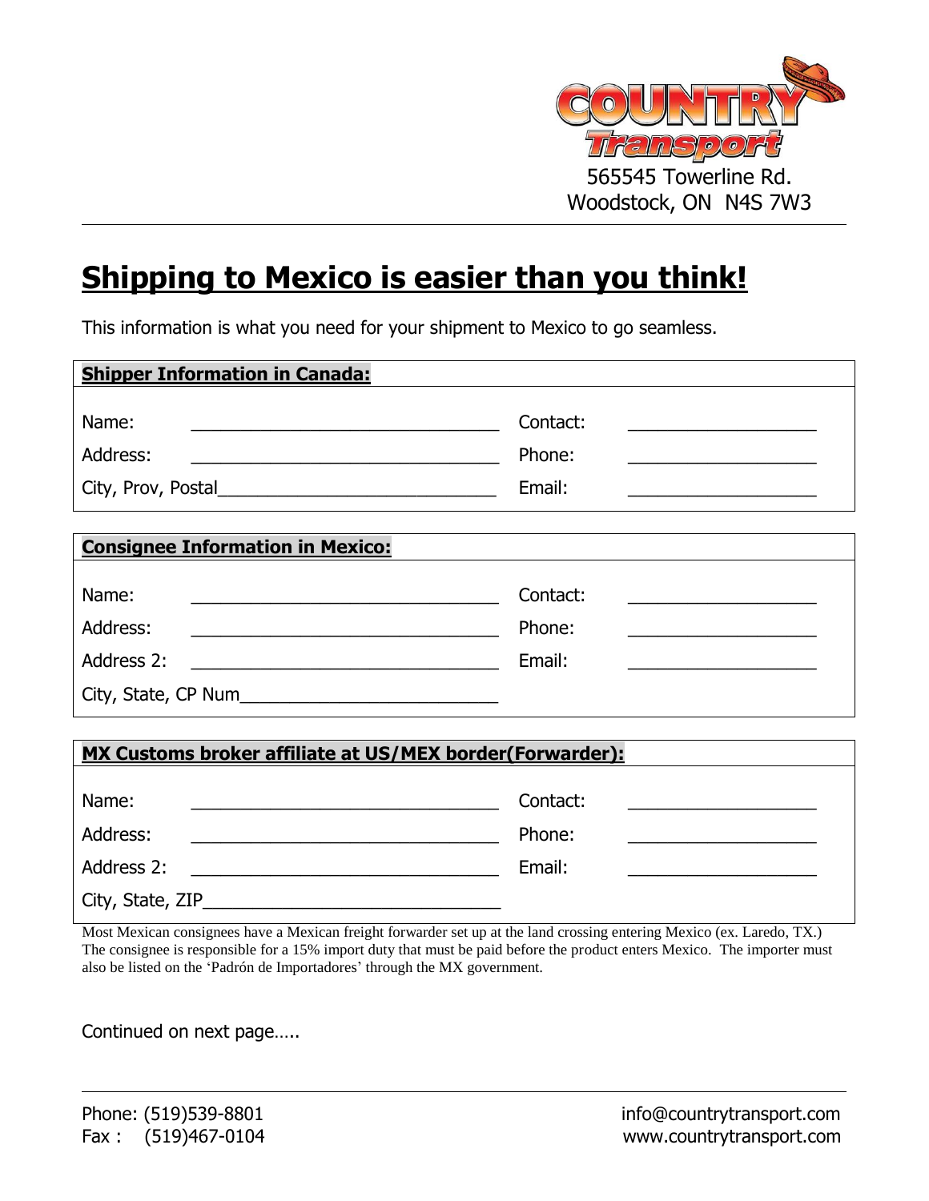COUNTRY Transport

565545 Towerline Rd.
Woodstock, ON  N4S 7W3

# Shipping to Mexico is easier than you think!

This information is what you need for your shipment to Mexico to go seamless.

| **Shipper Information in Canada:** | | | |
|---|---|---|---|
| Name: | ______________________________ | Contact: | __________________ |
| Address: | ______________________________ | Phone: | __________________ |
| City, Prov, Postal | ______________________________ | Email: | __________________ |

| **Consignee Information in Mexico:** | | | |
|---|---|---|---|
| Name: | ______________________________ | Contact: | __________________ |
| Address: | ______________________________ | Phone: | __________________ |
| Address 2: | ______________________________ | Email: | __________________ |
| City, State, CP Num | ______________________________ | | |

| **MX Customs broker affiliate at US/MEX border(Forwarder):** | | | |
|---|---|---|---|
| Name: | ______________________________ | Contact: | __________________ |
| Address: | ______________________________ | Phone: | __________________ |
| Address 2: | ______________________________ | Email: | __________________ |
| City, State, ZIP | ______________________________ | | |

Most Mexican consignees have a Mexican freight forwarder set up at the land crossing entering Mexico (ex. Laredo, TX.) The consignee is responsible for a 15% import duty that must be paid before the product enters Mexico. The importer must also be listed on the 'Padrón de Importadores' through the MX government.

Continued on next page…..

Phone: (519)539-8801
Fax : (519)467-0104

info@countrytransport.com
www.countrytransport.com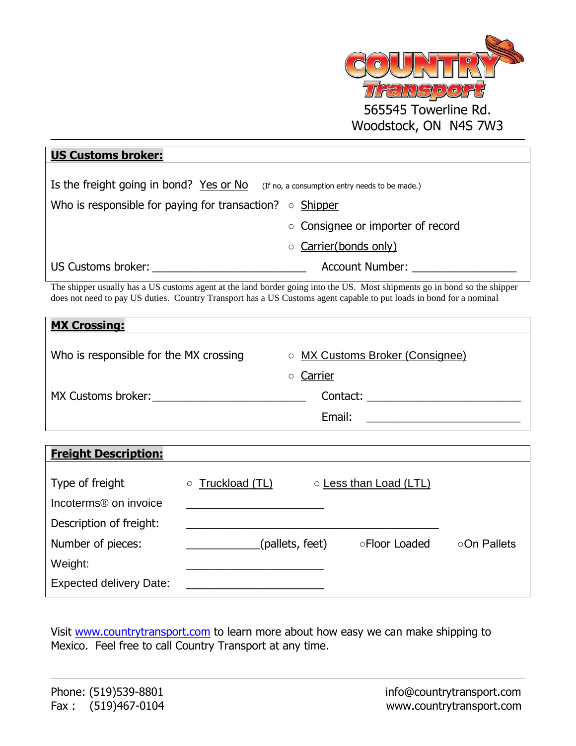COUNTRY Transport

565545 Towerline Rd.
Woodstock, ON N4S 7W3

---

## US Customs broker:

Is the freight going in bond? Yes or No (If no, a consumption entry needs to be made.)

Who is responsible for paying for transaction?
- ○ Shipper
- ○ Consignee or importer of record
- ○ Carrier(bonds only)

US Customs broker: ________________________ Account Number: ________________

The shipper usually has a US customs agent at the land border going into the US. Most shipments go in bond so the shipper does not need to pay US duties. Country Transport has a US Customs agent capable to put loads in bond for a nominal

## MX Crossing:

Who is responsible for the MX crossing
- ○ MX Customs Broker (Consignee)
- ○ Carrier

MX Customs broker: ________________________ Contact: ________________________

Email: ________________________

## Freight Description:

Type of freight ○ Truckload (TL) ○ Less than Load (LTL)

Incoterms® on invoice ______________________

Description of freight: ________________________________________

Number of pieces: ____________(pallets, feet) ○Floor Loaded ○On Pallets

Weight: ______________________

Expected delivery Date: ______________________

Visit www.countrytransport.com to learn more about how easy we can make shipping to Mexico. Feel free to call Country Transport at any time.

---

Phone: (519)539-8801
Fax : (519)467-0104

info@countrytransport.com
www.countrytransport.com